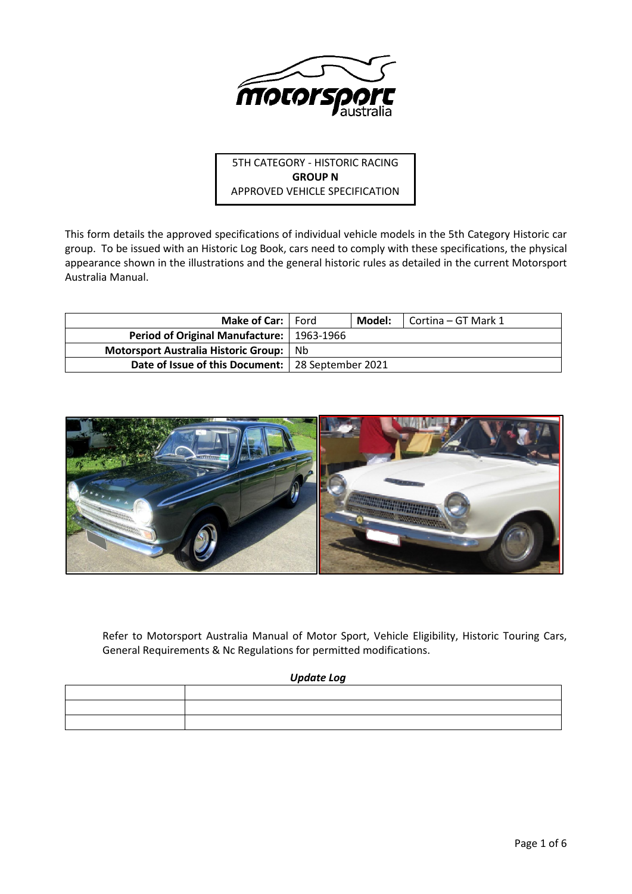5TH CATEGORY - HISTORIC RACING
**GROUP N**
APPROVED VEHICLE SPECIFICATION

This form details the approved specifications of individual vehicle models in the 5th Category Historic car group. To be issued with an Historic Log Book, cars need to comply with these specifications, the physical appearance shown in the illustrations and the general historic rules as detailed in the current Motorsport Australia Manual.

| **Make of Car:** | Ford | **Model:** | Cortina – GT Mark 1 |
|---|---|---|---|
| **Period of Original Manufacture:** | 1963-1966 | | |
| **Motorsport Australia Historic Group:** | Nb | | |
| **Date of Issue of this Document:** | 28 September 2021 | | |

Refer to Motorsport Australia Manual of Motor Sport, Vehicle Eligibility, Historic Touring Cars, General Requirements & Nc Regulations for permitted modifications.

***Update Log***

| | |
|---|---|
| | |
| | |
| | |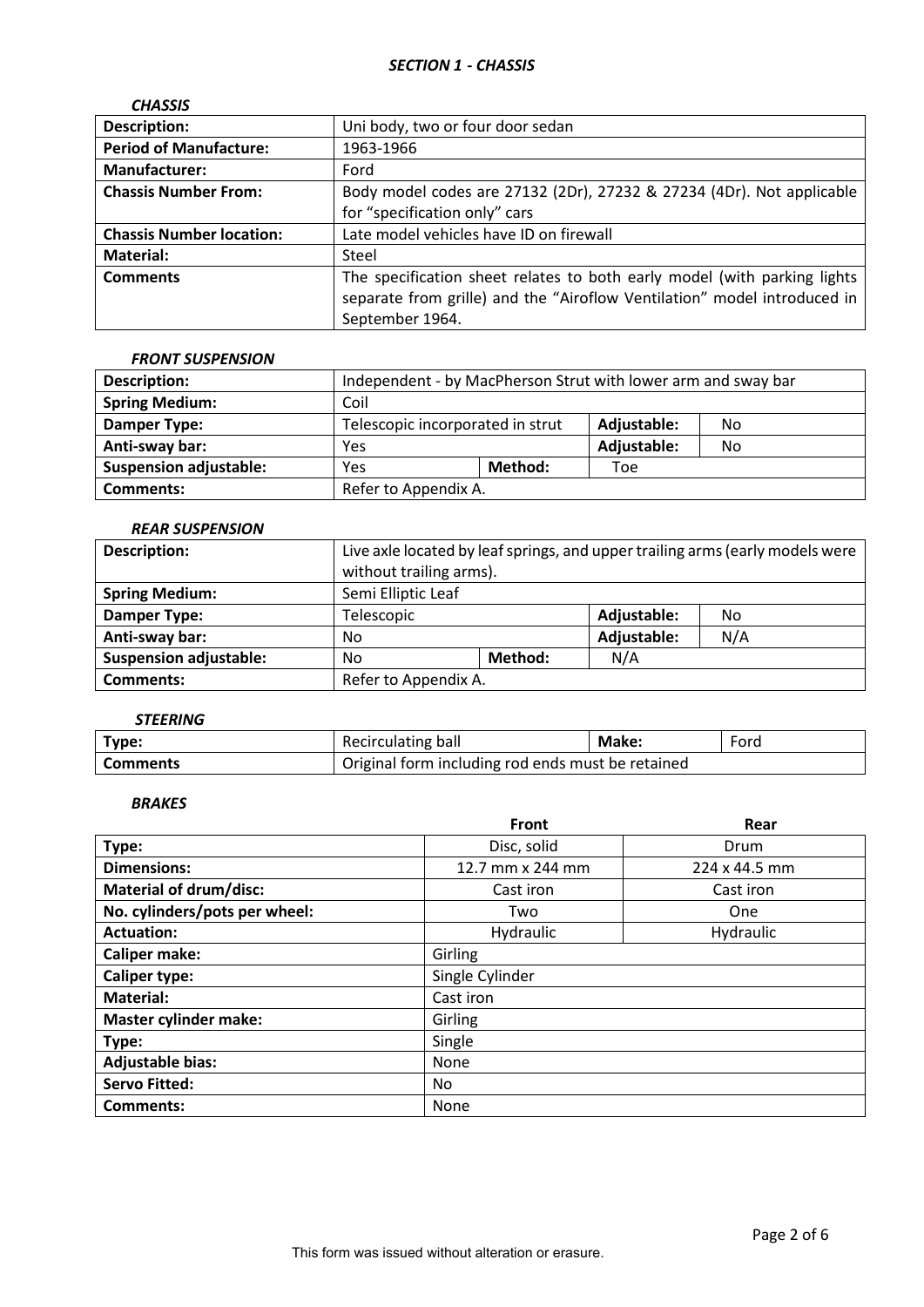## *SECTION 1 - CHASSIS*

### *CHASSIS*

| | |
|---|---|
| **Description:** | Uni body, two or four door sedan |
| **Period of Manufacture:** | 1963-1966 |
| **Manufacturer:** | Ford |
| **Chassis Number From:** | Body model codes are 27132 (2Dr), 27232 & 27234 (4Dr). Not applicable for "specification only" cars |
| **Chassis Number location:** | Late model vehicles have ID on firewall |
| **Material:** | Steel |
| **Comments** | The specification sheet relates to both early model (with parking lights separate from grille) and the "Airoflow Ventilation" model introduced in September 1964. |

### *FRONT SUSPENSION*

| | | | | |
|---|---|---|---|---|
| **Description:** | Independent - by MacPherson Strut with lower arm and sway bar | | | |
| **Spring Medium:** | Coil | | | |
| **Damper Type:** | Telescopic incorporated in strut | | **Adjustable:** | No |
| **Anti-sway bar:** | Yes | | **Adjustable:** | No |
| **Suspension adjustable:** | Yes | **Method:** | Toe | |
| **Comments:** | Refer to Appendix A. | | | |

### *REAR SUSPENSION*

| | | | | |
|---|---|---|---|---|
| **Description:** | Live axle located by leaf springs, and upper trailing arms (early models were without trailing arms). | | | |
| **Spring Medium:** | Semi Elliptic Leaf | | | |
| **Damper Type:** | Telescopic | | **Adjustable:** | No |
| **Anti-sway bar:** | No | | **Adjustable:** | N/A |
| **Suspension adjustable:** | No | **Method:** | N/A | |
| **Comments:** | Refer to Appendix A. | | | |

### *STEERING*

| | | | |
|---|---|---|---|
| **Type:** | Recirculating ball | **Make:** | Ford |
| **Comments** | Original form including rod ends must be retained | | |

### *BRAKES*

| | **Front** | **Rear** |
|---|---|---|
| **Type:** | Disc, solid | Drum |
| **Dimensions:** | 12.7 mm x 244 mm | 224 x 44.5 mm |
| **Material of drum/disc:** | Cast iron | Cast iron |
| **No. cylinders/pots per wheel:** | Two | One |
| **Actuation:** | Hydraulic | Hydraulic |
| **Caliper make:** | Girling | |
| **Caliper type:** | Single Cylinder | |
| **Material:** | Cast iron | |
| **Master cylinder make:** | Girling | |
| **Type:** | Single | |
| **Adjustable bias:** | None | |
| **Servo Fitted:** | No | |
| **Comments:** | None | |

This form was issued without alteration or erasure.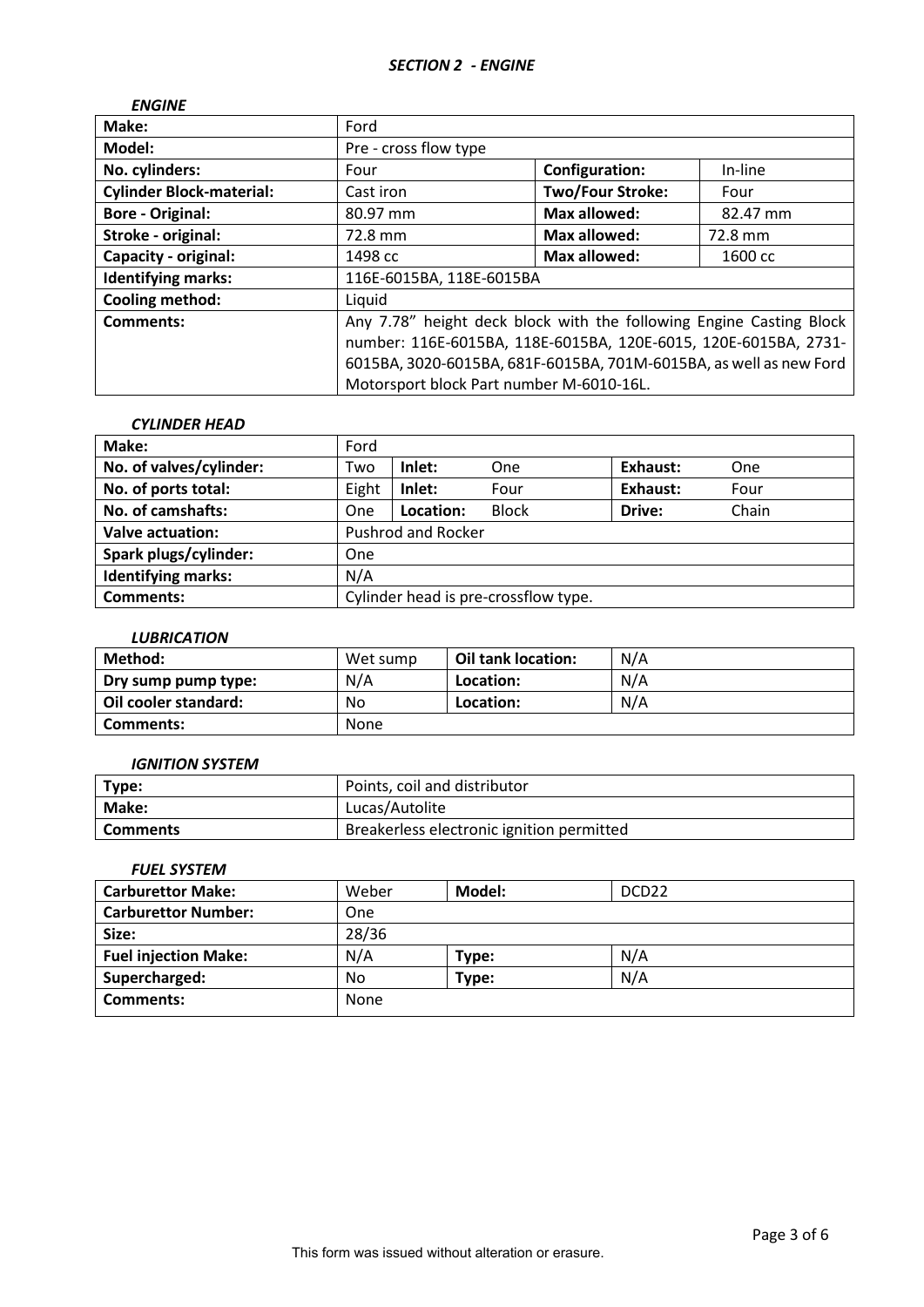## *SECTION 2 - ENGINE*

### *ENGINE*

| **Make:** | Ford | | |
|---|---|---|---|
| **Model:** | Pre - cross flow type | | |
| **No. cylinders:** | Four | **Configuration:** | In-line |
| **Cylinder Block-material:** | Cast iron | **Two/Four Stroke:** | Four |
| **Bore - Original:** | 80.97 mm | **Max allowed:** | 82.47 mm |
| **Stroke - original:** | 72.8 mm | **Max allowed:** | 72.8 mm |
| **Capacity - original:** | 1498 cc | **Max allowed:** | 1600 cc |
| **Identifying marks:** | 116E-6015BA, 118E-6015BA | | |
| **Cooling method:** | Liquid | | |
| **Comments:** | Any 7.78" height deck block with the following Engine Casting Block number: 116E-6015BA, 118E-6015BA, 120E-6015, 120E-6015BA, 2731-6015BA, 3020-6015BA, 681F-6015BA, 701M-6015BA, as well as new Ford Motorsport block Part number M-6010-16L. | | |

### *CYLINDER HEAD*

| **Make:** | Ford | | | | |
|---|---|---|---|---|---|
| **No. of valves/cylinder:** | Two | **Inlet:** One | | **Exhaust:** | One |
| **No. of ports total:** | Eight | **Inlet:** Four | | **Exhaust:** | Four |
| **No. of camshafts:** | One | **Location:** Block | | **Drive:** | Chain |
| **Valve actuation:** | Pushrod and Rocker | | | | |
| **Spark plugs/cylinder:** | One | | | | |
| **Identifying marks:** | N/A | | | | |
| **Comments:** | Cylinder head is pre-crossflow type. | | | | |

### *LUBRICATION*

| **Method:** | Wet sump | **Oil tank location:** | N/A |
|---|---|---|---|
| **Dry sump pump type:** | N/A | **Location:** | N/A |
| **Oil cooler standard:** | No | **Location:** | N/A |
| **Comments:** | None | | |

### *IGNITION SYSTEM*

| **Type:** | Points, coil and distributor |
|---|---|
| **Make:** | Lucas/Autolite |
| **Comments** | Breakerless electronic ignition permitted |

### *FUEL SYSTEM*

| **Carburettor Make:** | Weber | **Model:** | DCD22 |
|---|---|---|---|
| **Carburettor Number:** | One | | |
| **Size:** | 28/36 | | |
| **Fuel injection Make:** | N/A | **Type:** | N/A |
| **Supercharged:** | No | **Type:** | N/A |
| **Comments:** | None | | |

This form was issued without alteration or erasure.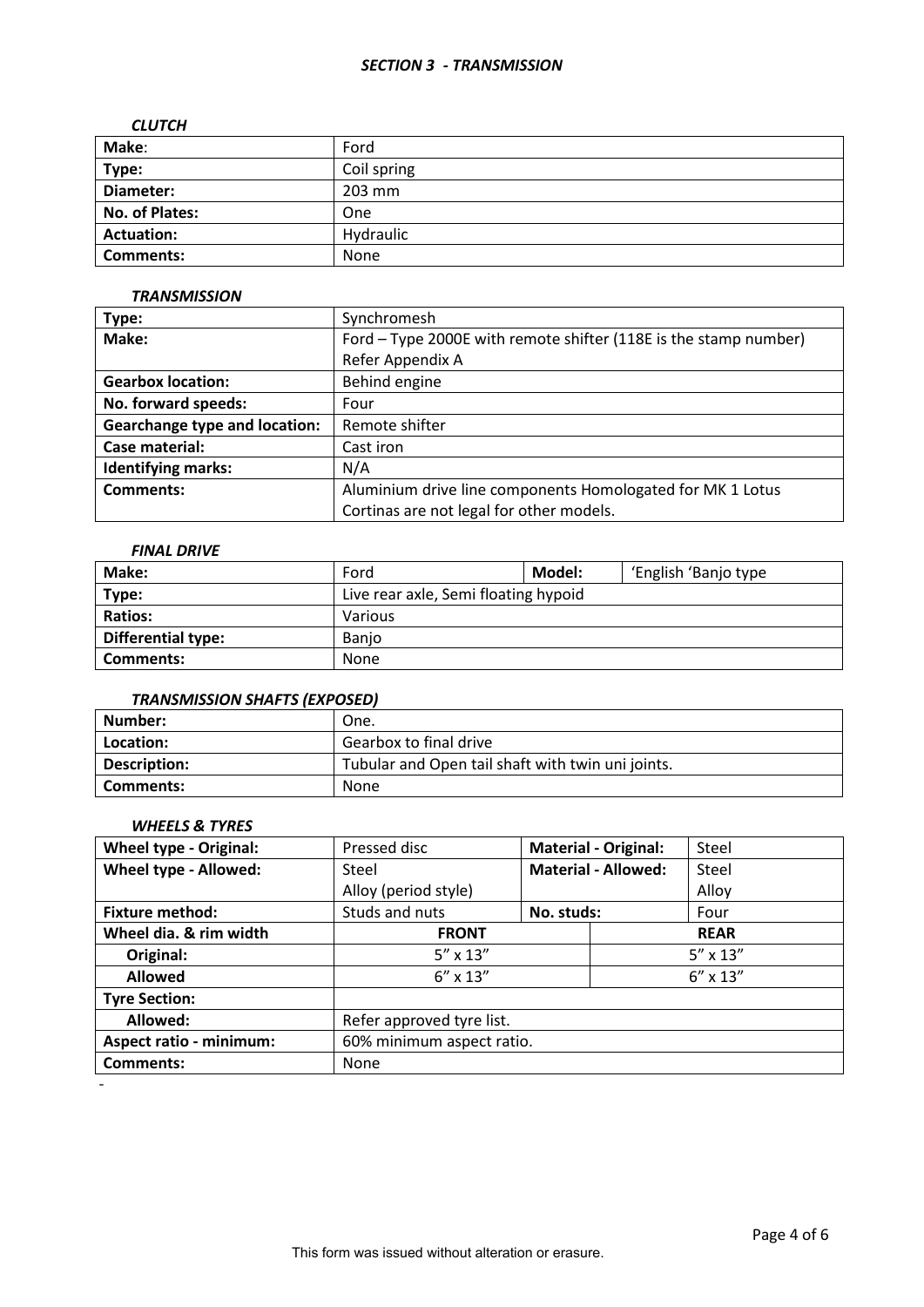## *SECTION 3 - TRANSMISSION*

### *CLUTCH*

| **Make**: | Ford |
|---|---|
| **Type:** | Coil spring |
| **Diameter:** | 203 mm |
| **No. of Plates:** | One |
| **Actuation:** | Hydraulic |
| **Comments:** | None |

### *TRANSMISSION*

| **Type:** | Synchromesh |
|---|---|
| **Make:** | Ford – Type 2000E with remote shifter (118E is the stamp number) Refer Appendix A |
| **Gearbox location:** | Behind engine |
| **No. forward speeds:** | Four |
| **Gearchange type and location:** | Remote shifter |
| **Case material:** | Cast iron |
| **Identifying marks:** | N/A |
| **Comments:** | Aluminium drive line components Homologated for MK 1 Lotus Cortinas are not legal for other models. |

### *FINAL DRIVE*

| **Make:** | Ford | **Model:** | 'English 'Banjo type |
|---|---|---|---|
| **Type:** | Live rear axle, Semi floating hypoid | | |
| **Ratios:** | Various | | |
| **Differential type:** | Banjo | | |
| **Comments:** | None | | |

### *TRANSMISSION SHAFTS (EXPOSED)*

| **Number:** | One. |
|---|---|
| **Location:** | Gearbox to final drive |
| **Description:** | Tubular and Open tail shaft with twin uni joints. |
| **Comments:** | None |

### *WHEELS & TYRES*

| **Wheel type - Original:** | Pressed disc | **Material - Original:** | Steel |
|---|---|---|---|
| **Wheel type - Allowed:** | Steel<br>Alloy (period style) | **Material - Allowed:** | Steel<br>Alloy |
| **Fixture method:** | Studs and nuts | **No. studs:** | Four |
| **Wheel dia. & rim width** | **FRONT** | | **REAR** |
| **Original:** | 5" x 13" | | 5" x 13" |
| **Allowed** | 6" x 13" | | 6" x 13" |
| **Tyre Section:** | | | |
| **Allowed:** | Refer approved tyre list. | | |
| **Aspect ratio - minimum:** | 60% minimum aspect ratio. | | |
| **Comments:** | None | | |

-

This form was issued without alteration or erasure.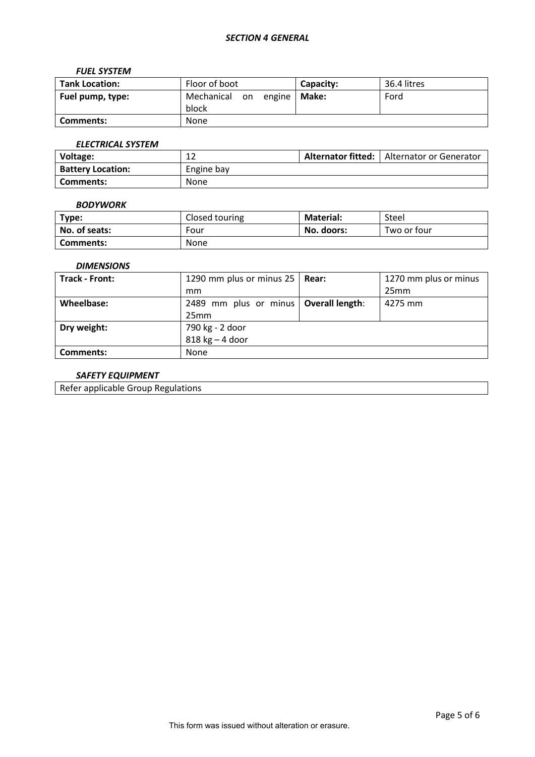## *SECTION 4 GENERAL*

### *FUEL SYSTEM*

| **Tank Location:** | Floor of boot | **Capacity:** | 36.4 litres |
|---|---|---|---|
| **Fuel pump, type:** | Mechanical on engine block | **Make:** | Ford |
| **Comments:** | None | | |

### *ELECTRICAL SYSTEM*

| **Voltage:** | 12 | **Alternator fitted:** | Alternator or Generator |
|---|---|---|---|
| **Battery Location:** | Engine bay | | |
| **Comments:** | None | | |

### *BODYWORK*

| **Type:** | Closed touring | **Material:** | Steel |
|---|---|---|---|
| **No. of seats:** | Four | **No. doors:** | Two or four |
| **Comments:** | None | | |

### *DIMENSIONS*

| **Track - Front:** | 1290 mm plus or minus 25 mm | **Rear:** | 1270 mm plus or minus 25mm |
|---|---|---|---|
| **Wheelbase:** | 2489 mm plus or minus 25mm | **Overall length**: | 4275 mm |
| **Dry weight:** | 790 kg - 2 door<br>818 kg – 4 door | | |
| **Comments:** | None | | |

### *SAFETY EQUIPMENT*

| Refer applicable Group Regulations |
|---|

This form was issued without alteration or erasure.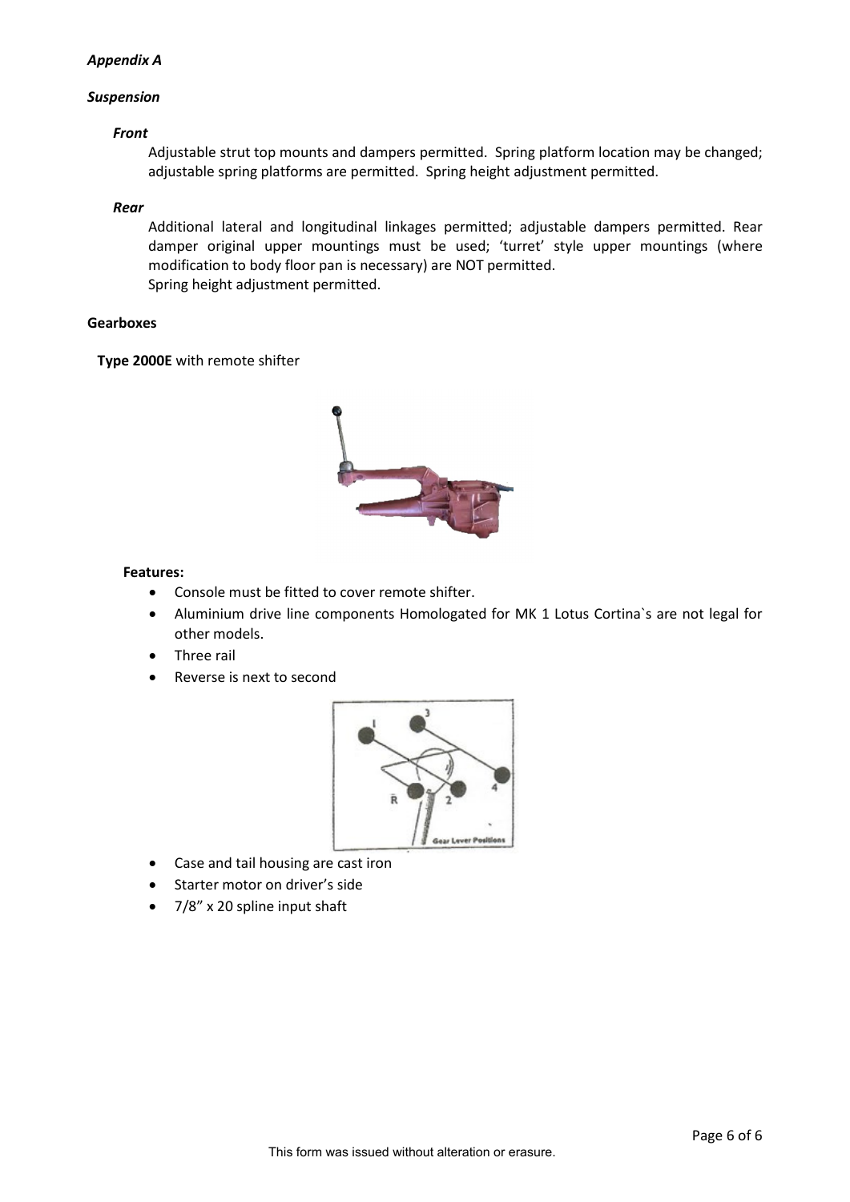*Appendix A*

***Suspension***

***Front***

Adjustable strut top mounts and dampers permitted. Spring platform location may be changed; adjustable spring platforms are permitted. Spring height adjustment permitted.

***Rear***

Additional lateral and longitudinal linkages permitted; adjustable dampers permitted. Rear damper original upper mountings must be used; 'turret' style upper mountings (where modification to body floor pan is necessary) are NOT permitted.
Spring height adjustment permitted.

**Gearboxes**

**Type 2000E** with remote shifter

**Features:**

- Console must be fitted to cover remote shifter.
- Aluminium drive line components Homologated for MK 1 Lotus Cortina`s are not legal for other models.
- Three rail
- Reverse is next to second

1
3
4
R
2
Gear Lever Positions

- Case and tail housing are cast iron
- Starter motor on driver's side
- 7/8" x 20 spline input shaft

This form was issued without alteration or erasure.